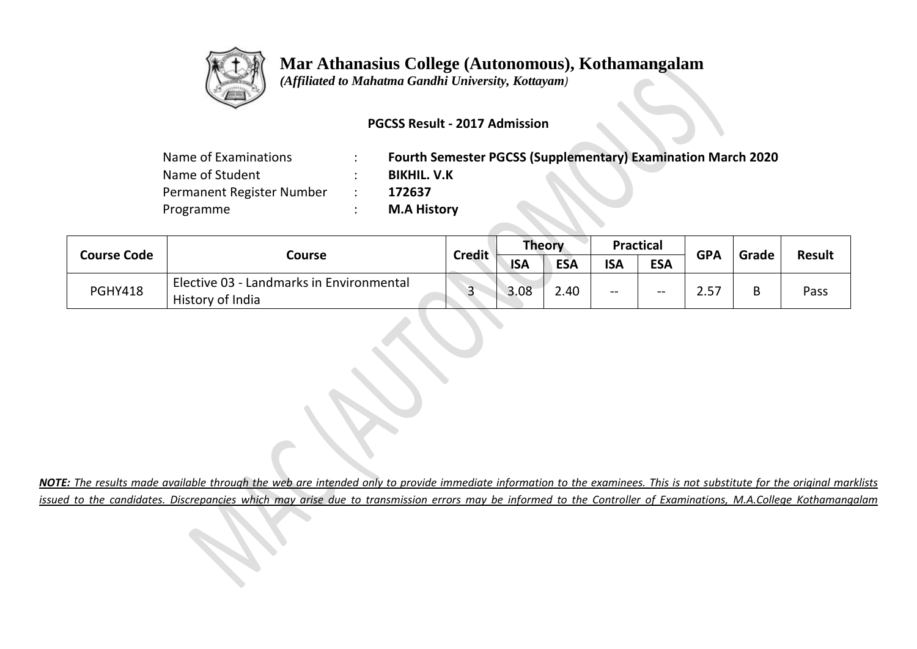# Mar Athanasius College (Autonomous), Kothamangalam

*(Affiliated to Mahatma Gandhi University, Kottayam)*

**PGCSS Result - 2017 Admission**

| | | |
|---|---|---|
| Name of Examinations | : | **Fourth Semester PGCSS (Supplementary) Examination March 2020** |
| Name of Student | : | **BIKHIL. V.K** |
| Permanent Register Number | : | **172637** |
| Programme | : | **M.A History** |

| Course Code | Course | Credit | Theory | | Practical | | GPA | Grade | Result |
|---|---|---|---|---|---|---|---|---|---|
| | | | ISA | ESA | ISA | ESA | | | |
| PGHY418 | Elective 03 - Landmarks in Environmental History of India | 3 | 3.08 | 2.40 | -- | -- | 2.57 | B | Pass |

***NOTE:** The results made available through the web are intended only to provide immediate information to the examinees. This is not substitute for the original marklists issued to the candidates. Discrepancies which may arise due to transmission errors may be informed to the Controller of Examinations, M.A.College Kothamangalam*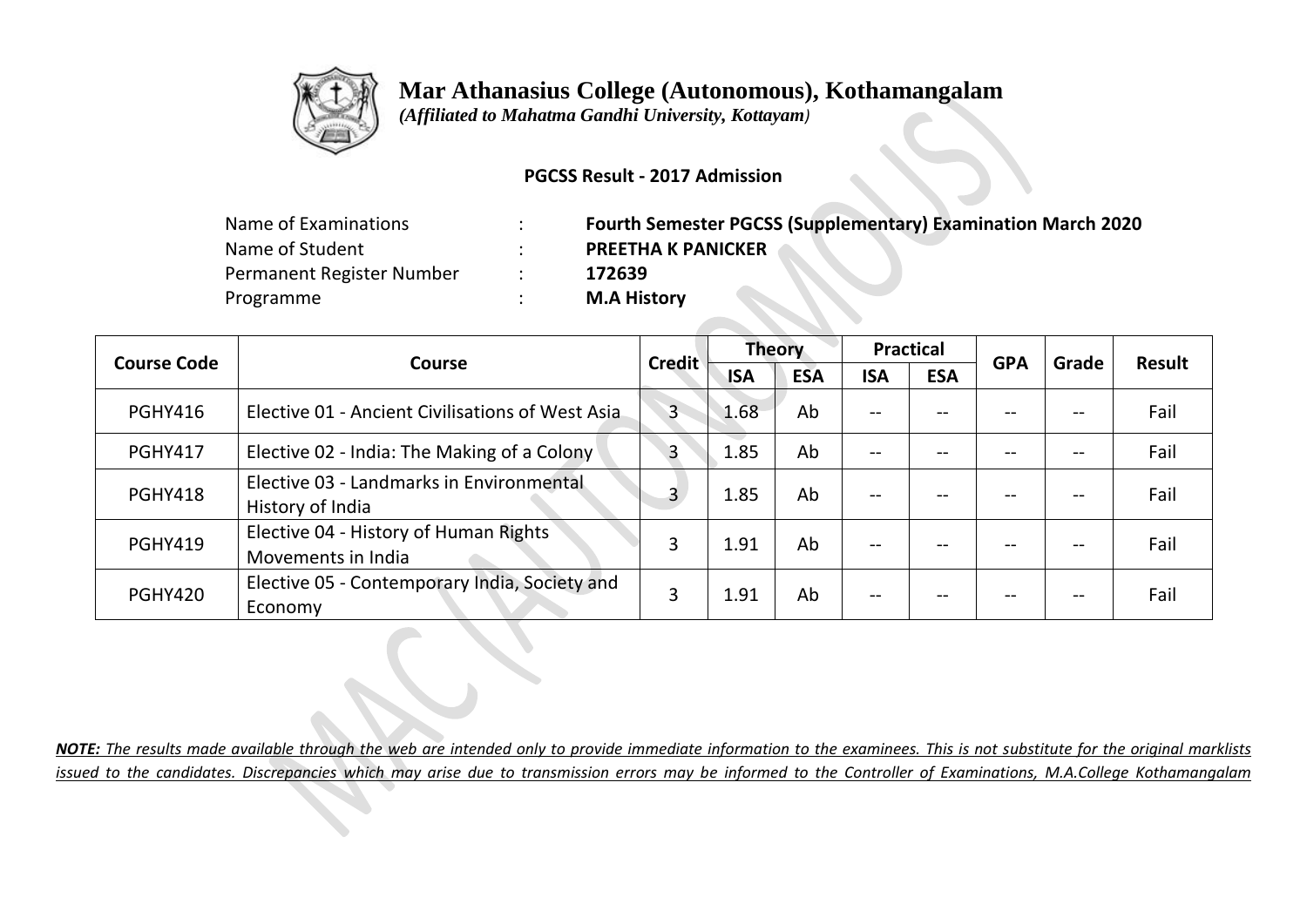# Mar Athanasius College (Autonomous), Kothamangalam

*(Affiliated to Mahatma Gandhi University, Kottayam)*

**PGCSS Result - 2017 Admission**

| | | |
|---|---|---|
| Name of Examinations | : | **Fourth Semester PGCSS (Supplementary) Examination March 2020** |
| Name of Student | : | **PREETHA K PANICKER** |
| Permanent Register Number | : | **172639** |
| Programme | : | **M.A History** |

| Course Code | Course | Credit | Theory | | Practical | | GPA | Grade | Result |
|---|---|---|---|---|---|---|---|---|---|
| | | | ISA | ESA | ISA | ESA | | | |
| PGHY416 | Elective 01 - Ancient Civilisations of West Asia | 3 | 1.68 | Ab | -- | -- | -- | -- | Fail |
| PGHY417 | Elective 02 - India: The Making of a Colony | 3 | 1.85 | Ab | -- | -- | -- | -- | Fail |
| PGHY418 | Elective 03 - Landmarks in Environmental History of India | 3 | 1.85 | Ab | -- | -- | -- | -- | Fail |
| PGHY419 | Elective 04 - History of Human Rights Movements in India | 3 | 1.91 | Ab | -- | -- | -- | -- | Fail |
| PGHY420 | Elective 05 - Contemporary India, Society and Economy | 3 | 1.91 | Ab | -- | -- | -- | -- | Fail |

***NOTE:** The results made available through the web are intended only to provide immediate information to the examinees. This is not substitute for the original marklists issued to the candidates. Discrepancies which may arise due to transmission errors may be informed to the Controller of Examinations, M.A.College Kothamangalam*